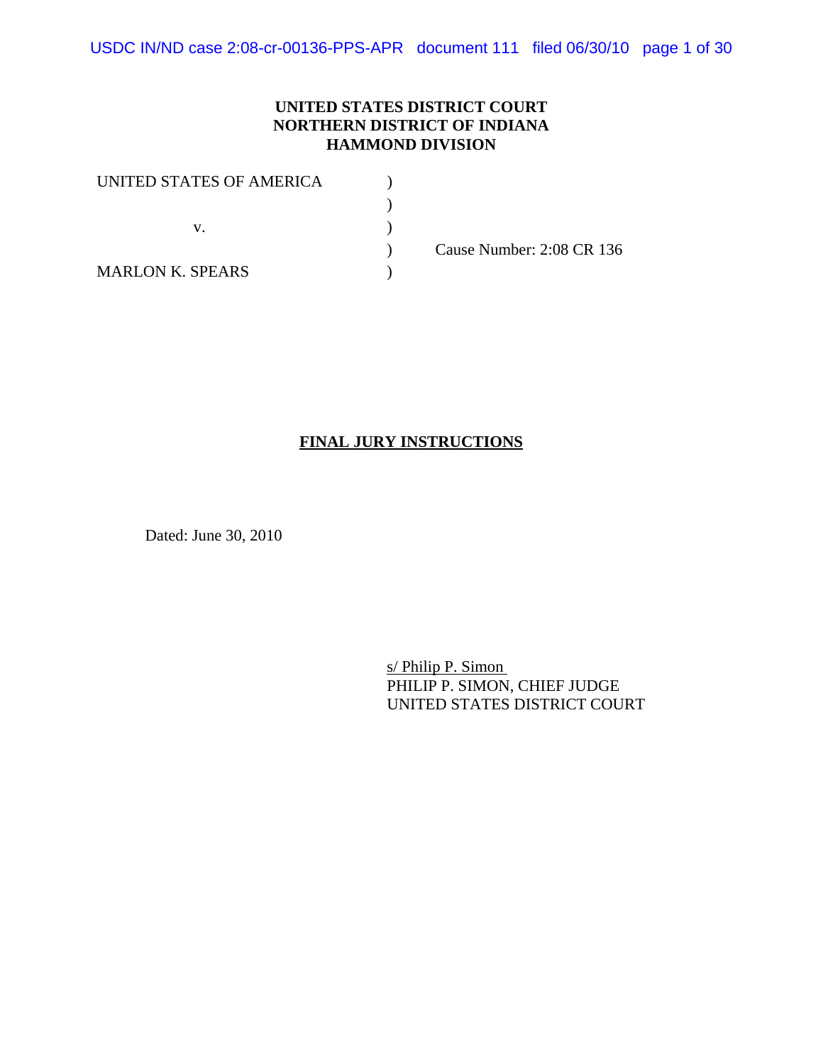**UNITED STATES DISTRICT COURT**
**NORTHERN DISTRICT OF INDIANA**
**HAMMOND DIVISION**

| | | |
|---|---|---|
| UNITED STATES OF AMERICA | ) | |
| | ) | |
| v. | ) | |
| | ) | Cause Number: 2:08 CR 136 |
| MARLON K. SPEARS | ) | |

**FINAL JURY INSTRUCTIONS**

Dated: June 30, 2010

s/ Philip P. Simon
PHILIP P. SIMON, CHIEF JUDGE
UNITED STATES DISTRICT COURT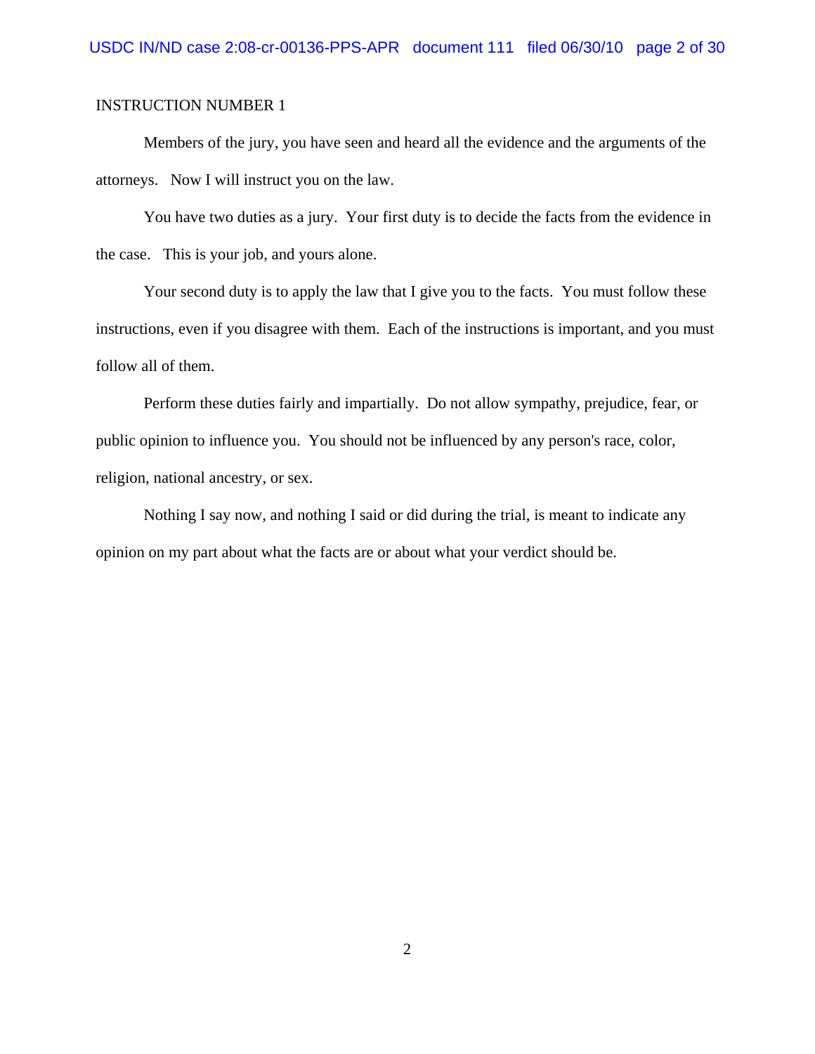INSTRUCTION NUMBER 1

Members of the jury, you have seen and heard all the evidence and the arguments of the attorneys. Now I will instruct you on the law.

You have two duties as a jury. Your first duty is to decide the facts from the evidence in the case. This is your job, and yours alone.

Your second duty is to apply the law that I give you to the facts. You must follow these instructions, even if you disagree with them. Each of the instructions is important, and you must follow all of them.

Perform these duties fairly and impartially. Do not allow sympathy, prejudice, fear, or public opinion to influence you. You should not be influenced by any person's race, color, religion, national ancestry, or sex.

Nothing I say now, and nothing I said or did during the trial, is meant to indicate any opinion on my part about what the facts are or about what your verdict should be.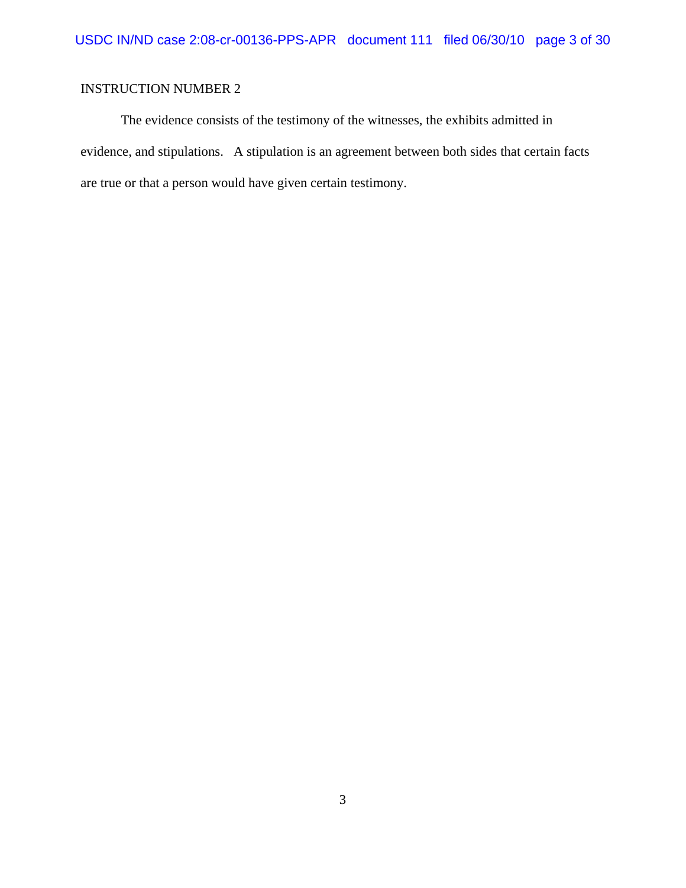INSTRUCTION NUMBER 2

The evidence consists of the testimony of the witnesses, the exhibits admitted in evidence, and stipulations. A stipulation is an agreement between both sides that certain facts are true or that a person would have given certain testimony.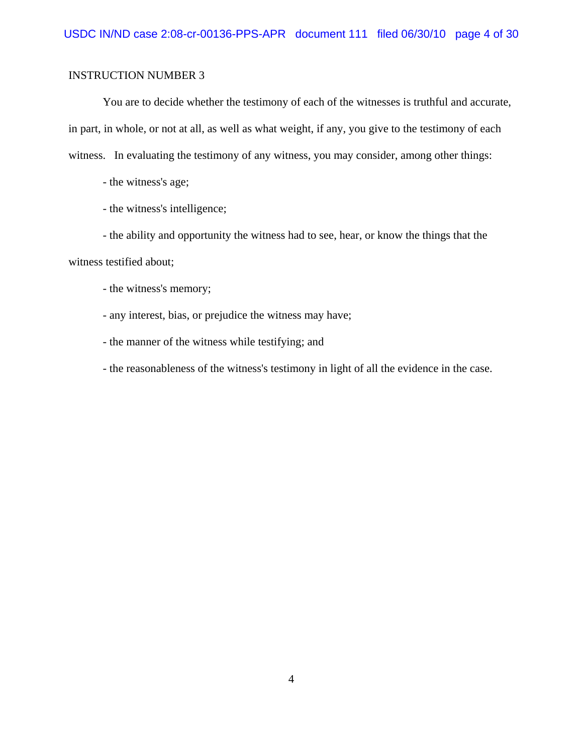INSTRUCTION NUMBER 3

You are to decide whether the testimony of each of the witnesses is truthful and accurate, in part, in whole, or not at all, as well as what weight, if any, you give to the testimony of each witness. In evaluating the testimony of any witness, you may consider, among other things:

- the witness's age;
- the witness's intelligence;
- the ability and opportunity the witness had to see, hear, or know the things that the witness testified about;
- the witness's memory;
- any interest, bias, or prejudice the witness may have;
- the manner of the witness while testifying; and
- the reasonableness of the witness's testimony in light of all the evidence in the case.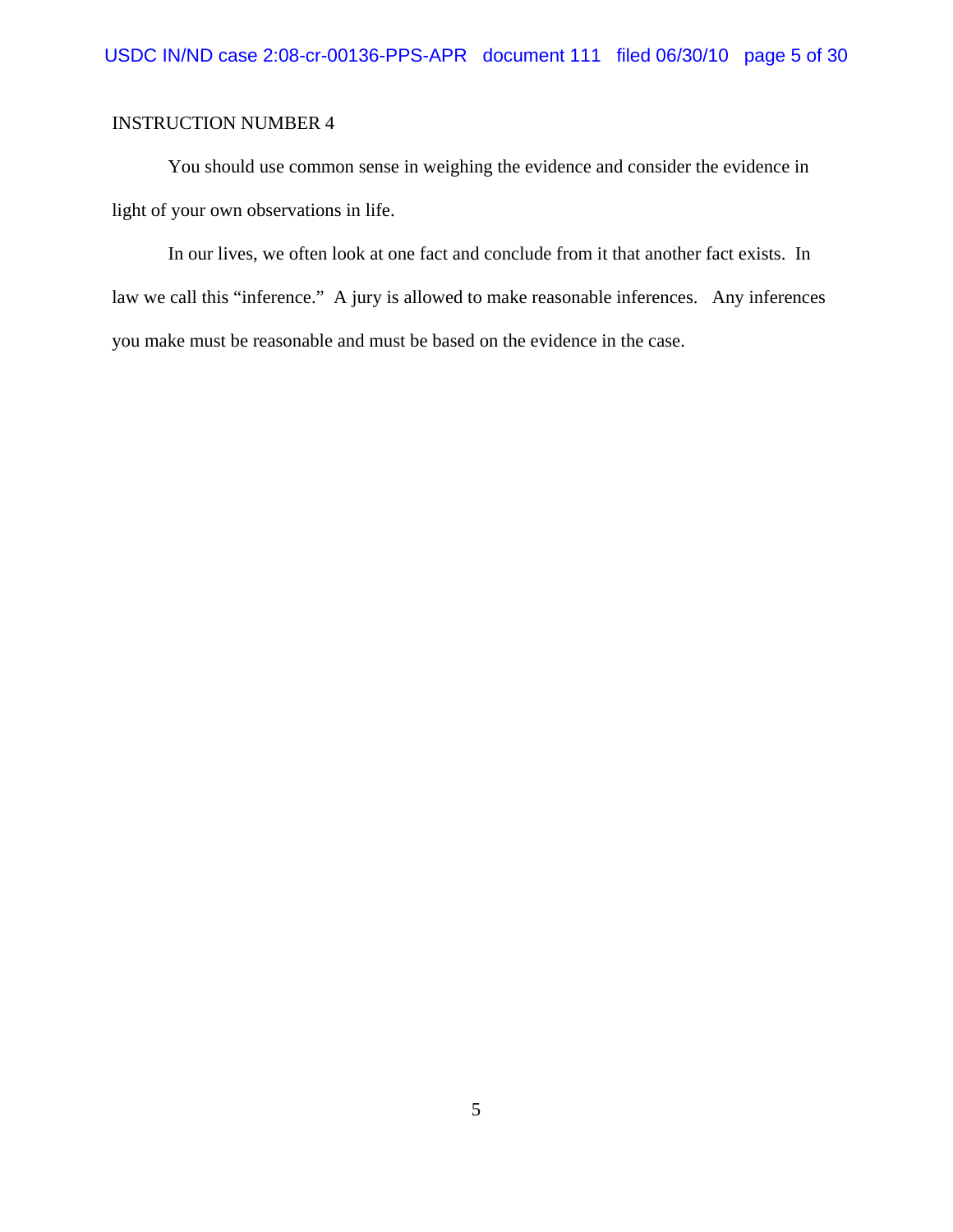INSTRUCTION NUMBER 4

You should use common sense in weighing the evidence and consider the evidence in light of your own observations in life.

In our lives, we often look at one fact and conclude from it that another fact exists. In law we call this "inference." A jury is allowed to make reasonable inferences. Any inferences you make must be reasonable and must be based on the evidence in the case.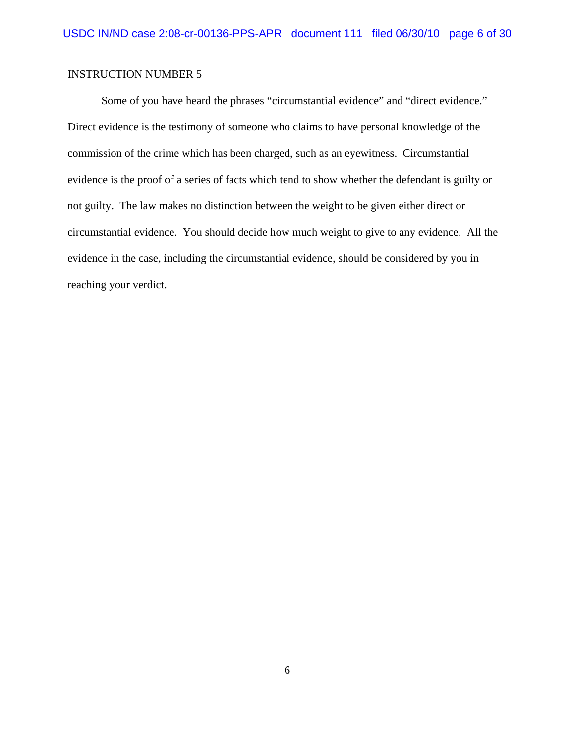INSTRUCTION NUMBER 5

Some of you have heard the phrases “circumstantial evidence” and “direct evidence.” Direct evidence is the testimony of someone who claims to have personal knowledge of the commission of the crime which has been charged, such as an eyewitness. Circumstantial evidence is the proof of a series of facts which tend to show whether the defendant is guilty or not guilty. The law makes no distinction between the weight to be given either direct or circumstantial evidence. You should decide how much weight to give to any evidence. All the evidence in the case, including the circumstantial evidence, should be considered by you in reaching your verdict.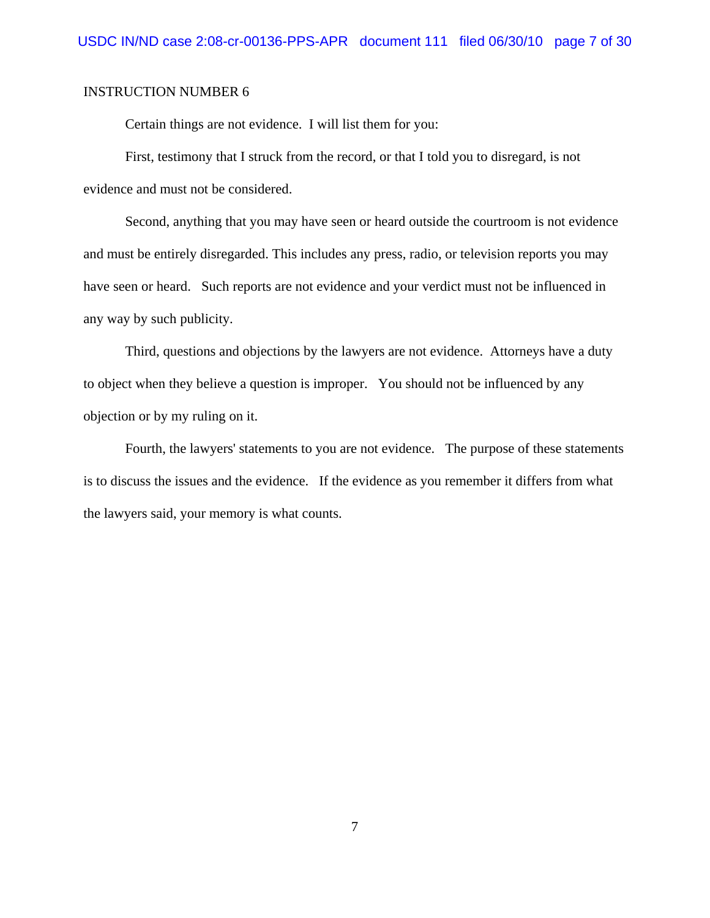INSTRUCTION NUMBER 6

Certain things are not evidence. I will list them for you:

First, testimony that I struck from the record, or that I told you to disregard, is not evidence and must not be considered.

Second, anything that you may have seen or heard outside the courtroom is not evidence and must be entirely disregarded. This includes any press, radio, or television reports you may have seen or heard. Such reports are not evidence and your verdict must not be influenced in any way by such publicity.

Third, questions and objections by the lawyers are not evidence. Attorneys have a duty to object when they believe a question is improper. You should not be influenced by any objection or by my ruling on it.

Fourth, the lawyers' statements to you are not evidence. The purpose of these statements is to discuss the issues and the evidence. If the evidence as you remember it differs from what the lawyers said, your memory is what counts.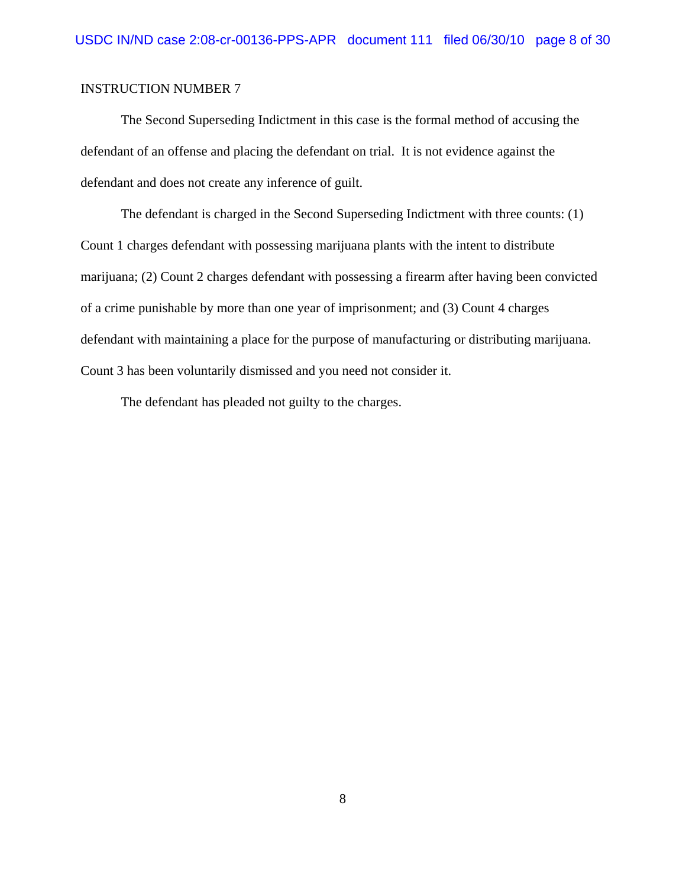INSTRUCTION NUMBER 7

The Second Superseding Indictment in this case is the formal method of accusing the defendant of an offense and placing the defendant on trial. It is not evidence against the defendant and does not create any inference of guilt.

The defendant is charged in the Second Superseding Indictment with three counts: (1) Count 1 charges defendant with possessing marijuana plants with the intent to distribute marijuana; (2) Count 2 charges defendant with possessing a firearm after having been convicted of a crime punishable by more than one year of imprisonment; and (3) Count 4 charges defendant with maintaining a place for the purpose of manufacturing or distributing marijuana. Count 3 has been voluntarily dismissed and you need not consider it.

The defendant has pleaded not guilty to the charges.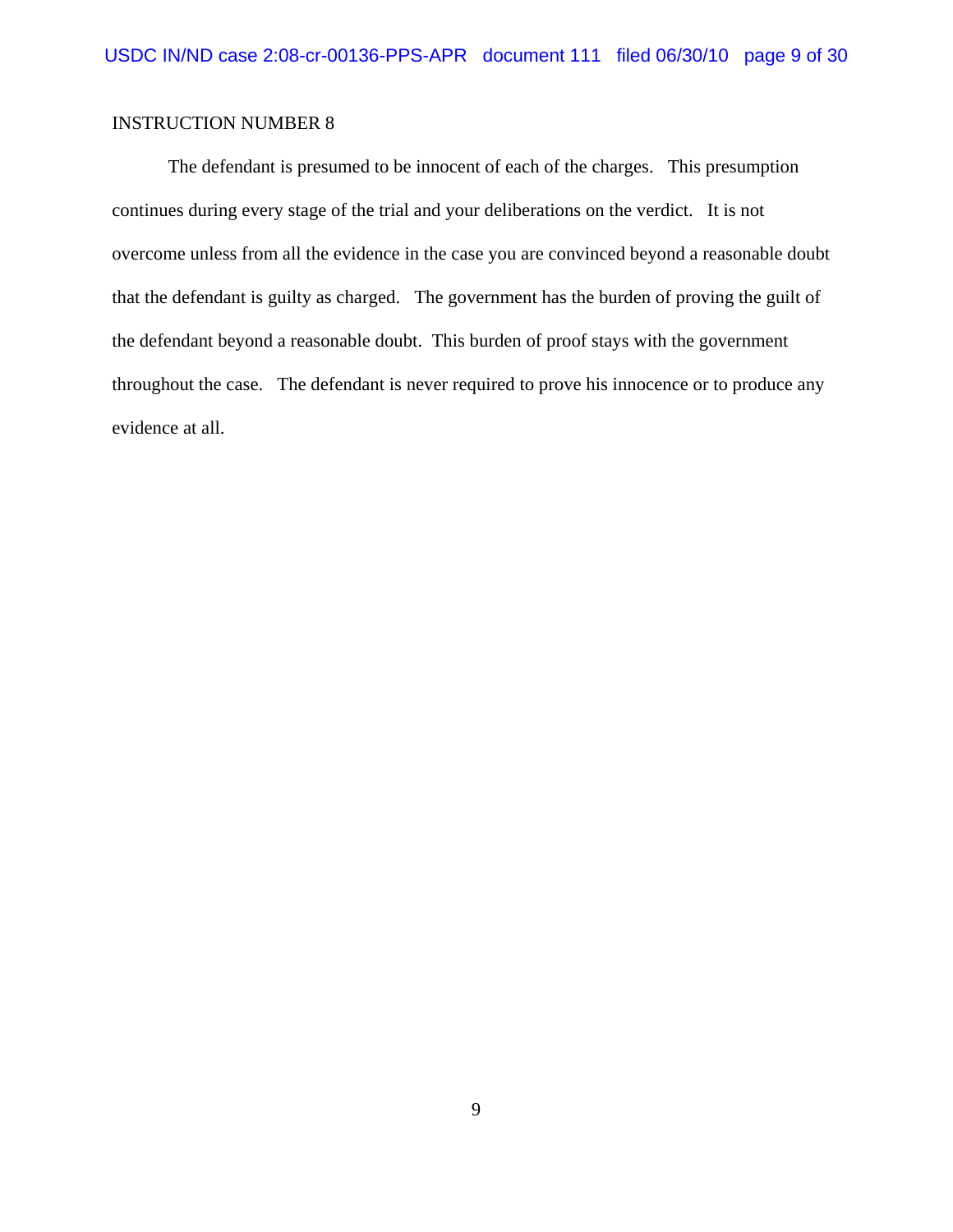INSTRUCTION NUMBER 8

The defendant is presumed to be innocent of each of the charges. This presumption continues during every stage of the trial and your deliberations on the verdict. It is not overcome unless from all the evidence in the case you are convinced beyond a reasonable doubt that the defendant is guilty as charged. The government has the burden of proving the guilt of the defendant beyond a reasonable doubt. This burden of proof stays with the government throughout the case. The defendant is never required to prove his innocence or to produce any evidence at all.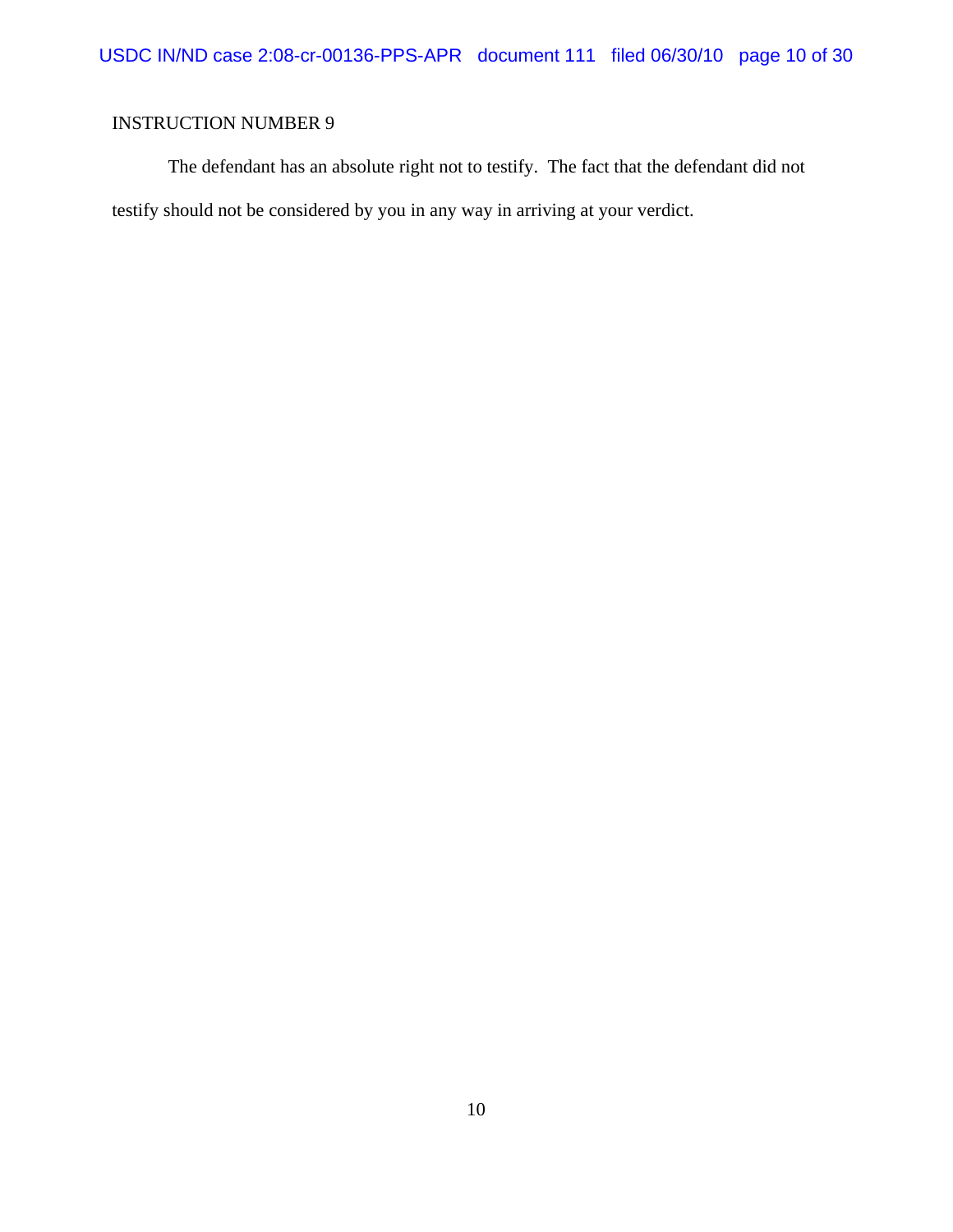INSTRUCTION NUMBER 9

The defendant has an absolute right not to testify. The fact that the defendant did not testify should not be considered by you in any way in arriving at your verdict.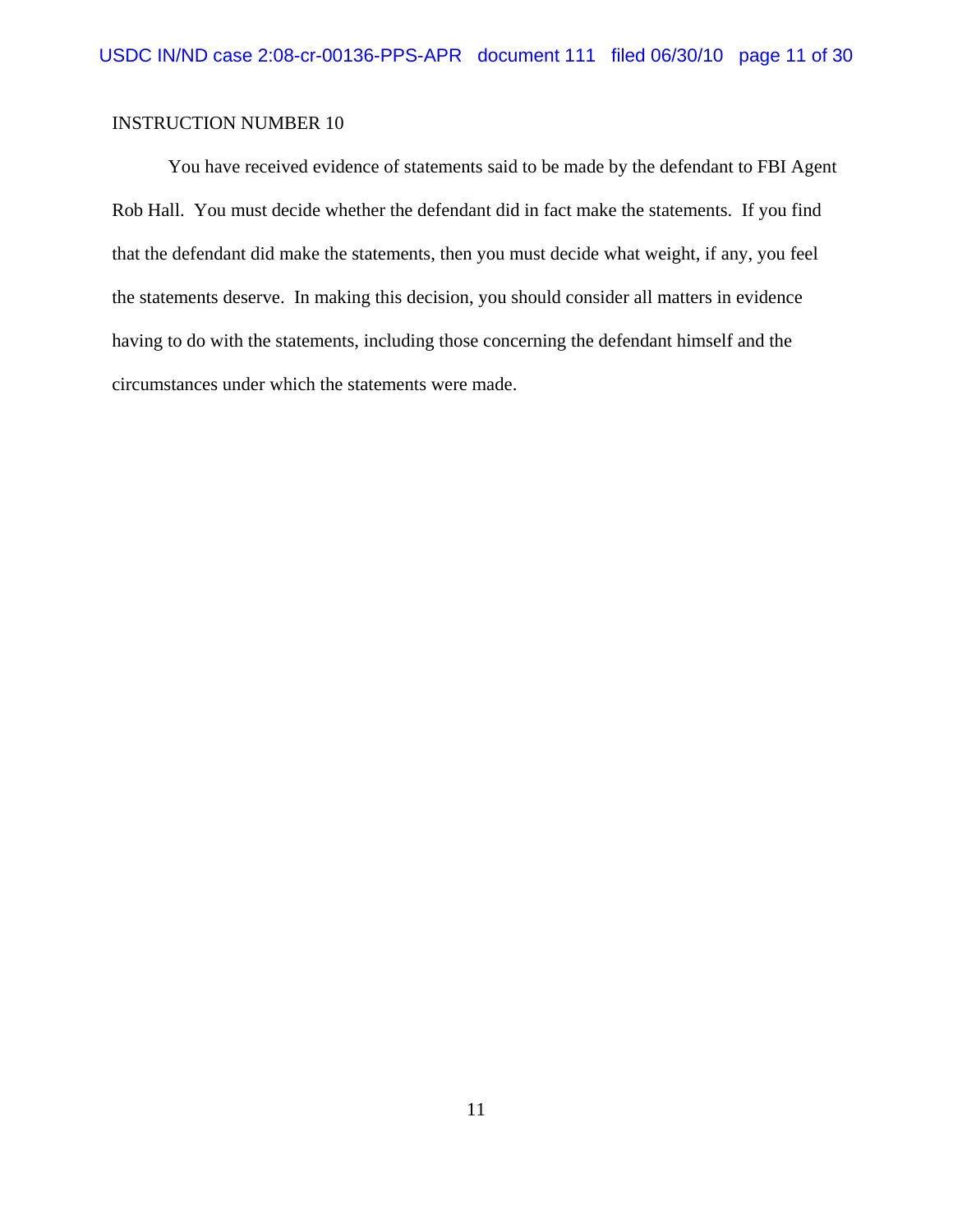INSTRUCTION NUMBER 10

You have received evidence of statements said to be made by the defendant to FBI Agent Rob Hall. You must decide whether the defendant did in fact make the statements. If you find that the defendant did make the statements, then you must decide what weight, if any, you feel the statements deserve. In making this decision, you should consider all matters in evidence having to do with the statements, including those concerning the defendant himself and the circumstances under which the statements were made.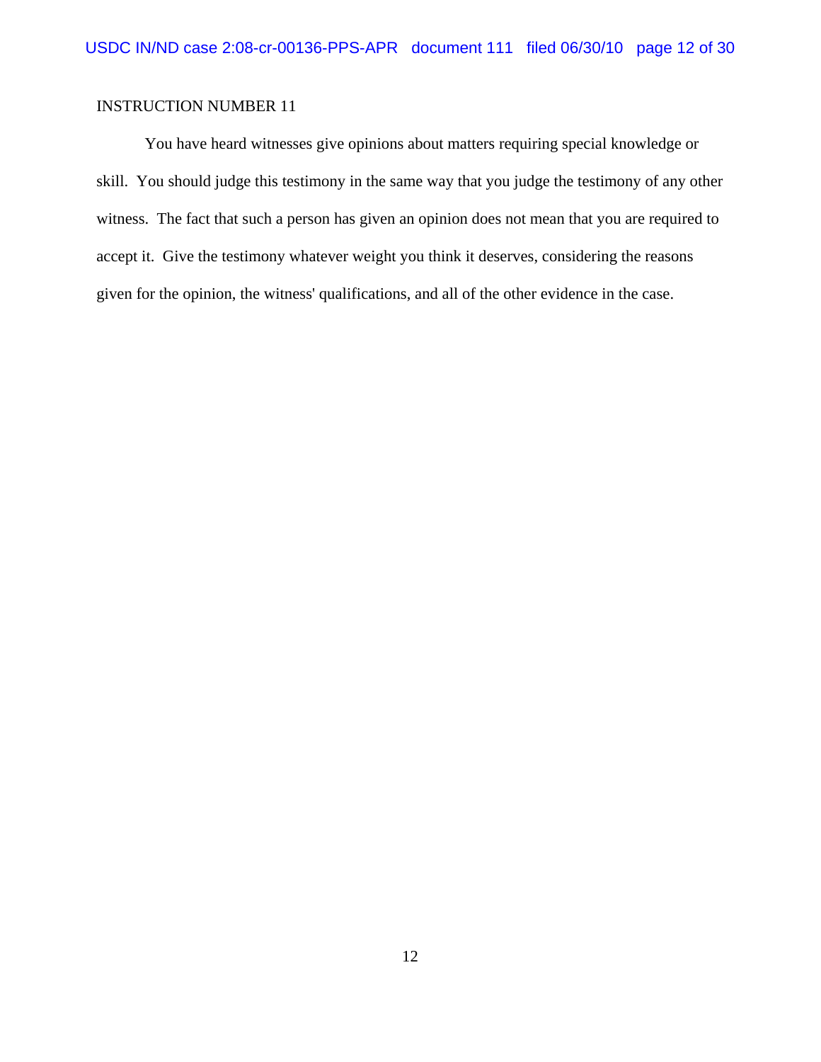INSTRUCTION NUMBER 11

You have heard witnesses give opinions about matters requiring special knowledge or skill. You should judge this testimony in the same way that you judge the testimony of any other witness. The fact that such a person has given an opinion does not mean that you are required to accept it. Give the testimony whatever weight you think it deserves, considering the reasons given for the opinion, the witness' qualifications, and all of the other evidence in the case.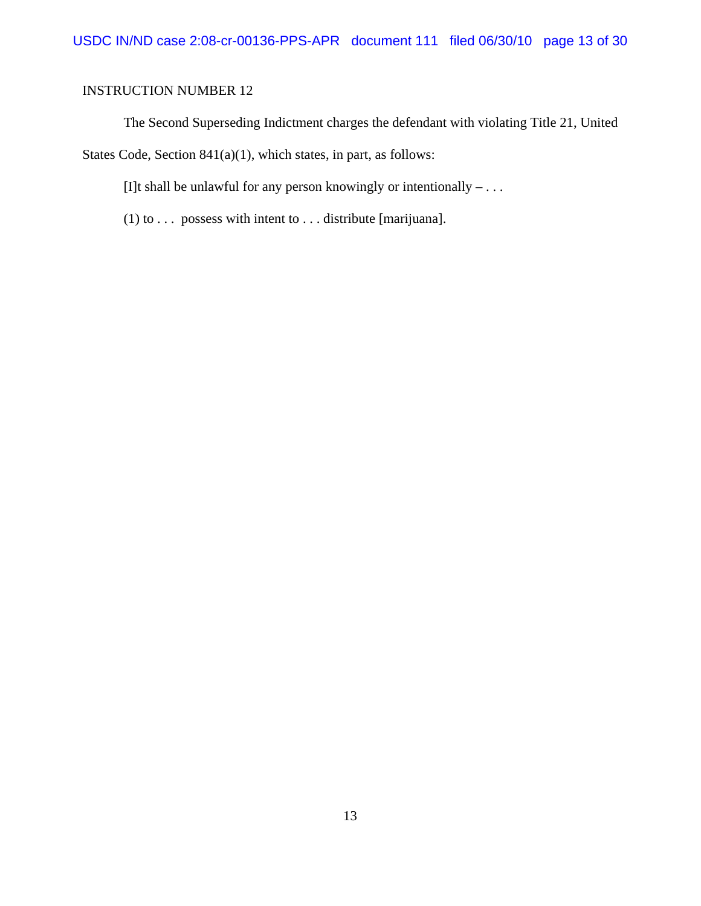INSTRUCTION NUMBER 12

The Second Superseding Indictment charges the defendant with violating Title 21, United States Code, Section 841(a)(1), which states, in part, as follows:

> [I]t shall be unlawful for any person knowingly or intentionally – . . .
>
> (1) to . . . possess with intent to . . . distribute [marijuana].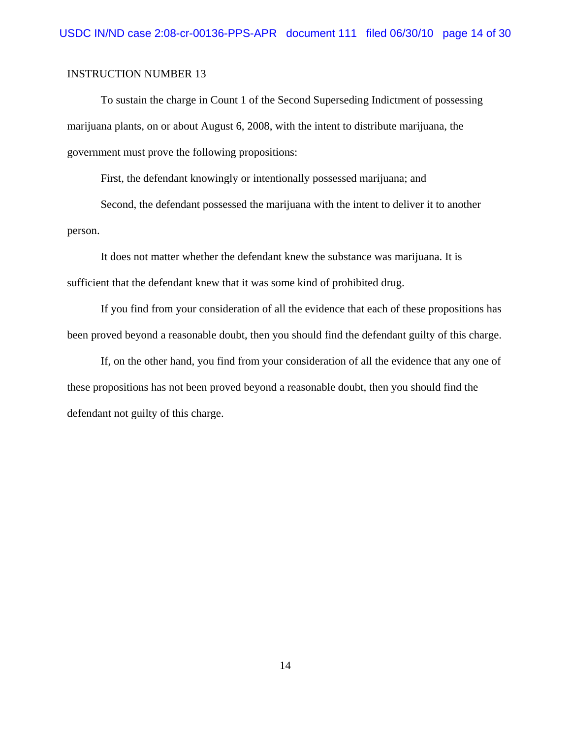INSTRUCTION NUMBER 13

To sustain the charge in Count 1 of the Second Superseding Indictment of possessing marijuana plants, on or about August 6, 2008, with the intent to distribute marijuana, the government must prove the following propositions:

First, the defendant knowingly or intentionally possessed marijuana; and

Second, the defendant possessed the marijuana with the intent to deliver it to another person.

It does not matter whether the defendant knew the substance was marijuana. It is sufficient that the defendant knew that it was some kind of prohibited drug.

If you find from your consideration of all the evidence that each of these propositions has been proved beyond a reasonable doubt, then you should find the defendant guilty of this charge.

If, on the other hand, you find from your consideration of all the evidence that any one of these propositions has not been proved beyond a reasonable doubt, then you should find the defendant not guilty of this charge.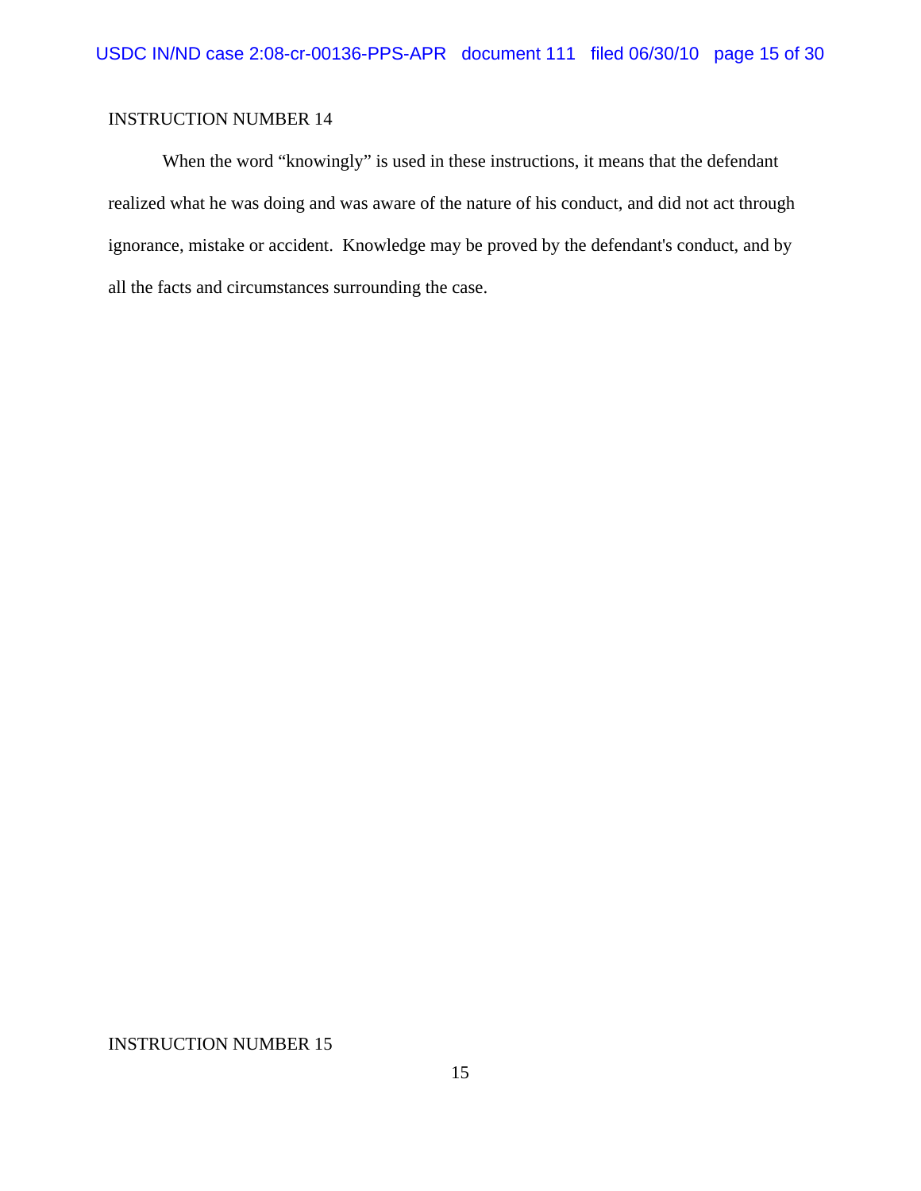INSTRUCTION NUMBER 14

When the word “knowingly” is used in these instructions, it means that the defendant realized what he was doing and was aware of the nature of his conduct, and did not act through ignorance, mistake or accident. Knowledge may be proved by the defendant's conduct, and by all the facts and circumstances surrounding the case.

INSTRUCTION NUMBER 15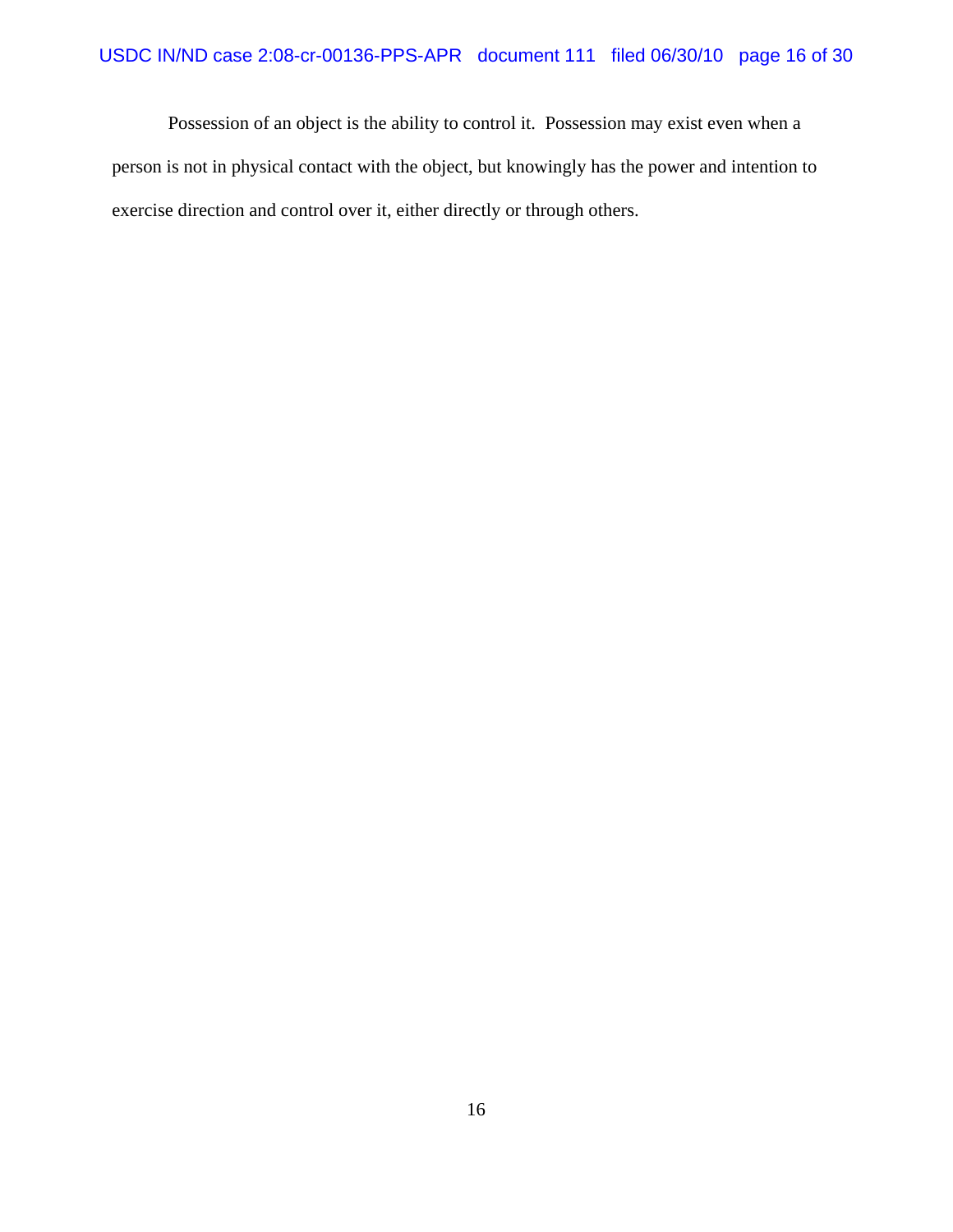Possession of an object is the ability to control it. Possession may exist even when a person is not in physical contact with the object, but knowingly has the power and intention to exercise direction and control over it, either directly or through others.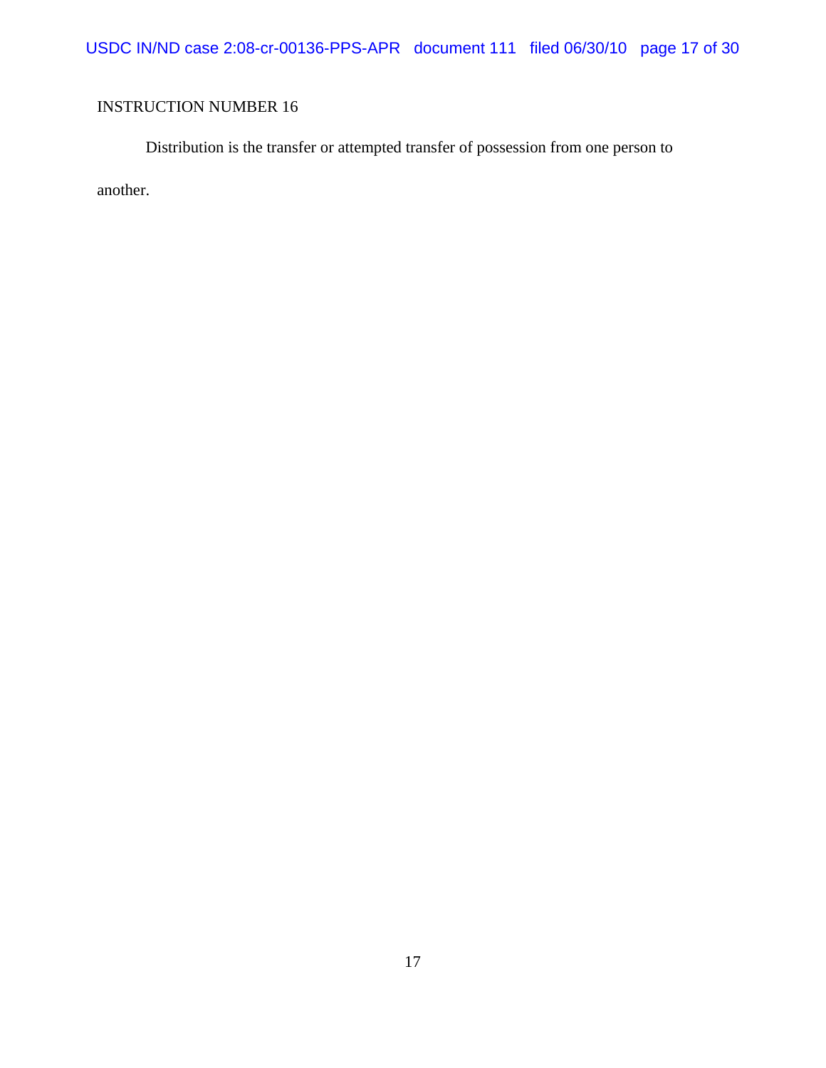INSTRUCTION NUMBER 16

Distribution is the transfer or attempted transfer of possession from one person to another.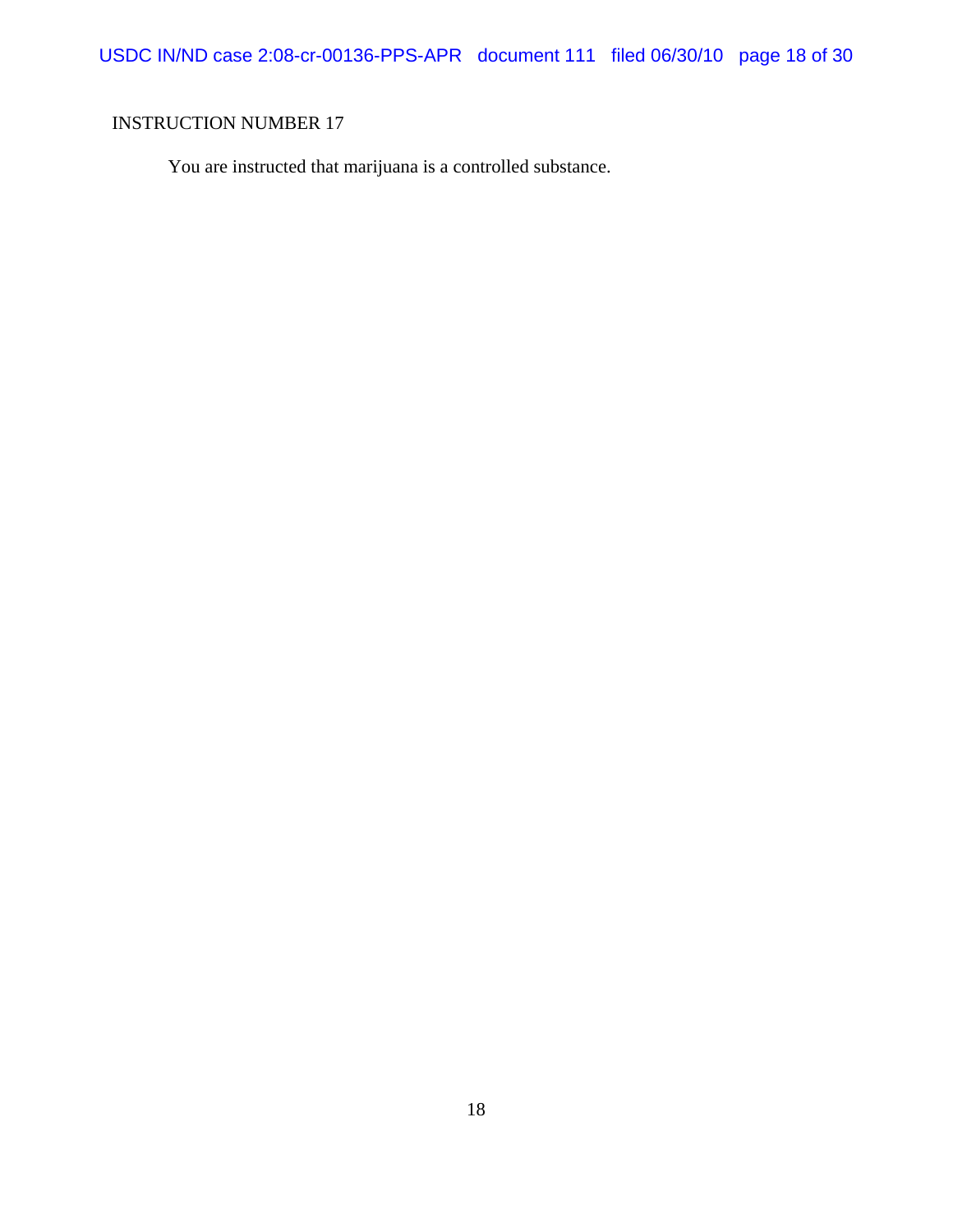INSTRUCTION NUMBER 17

You are instructed that marijuana is a controlled substance.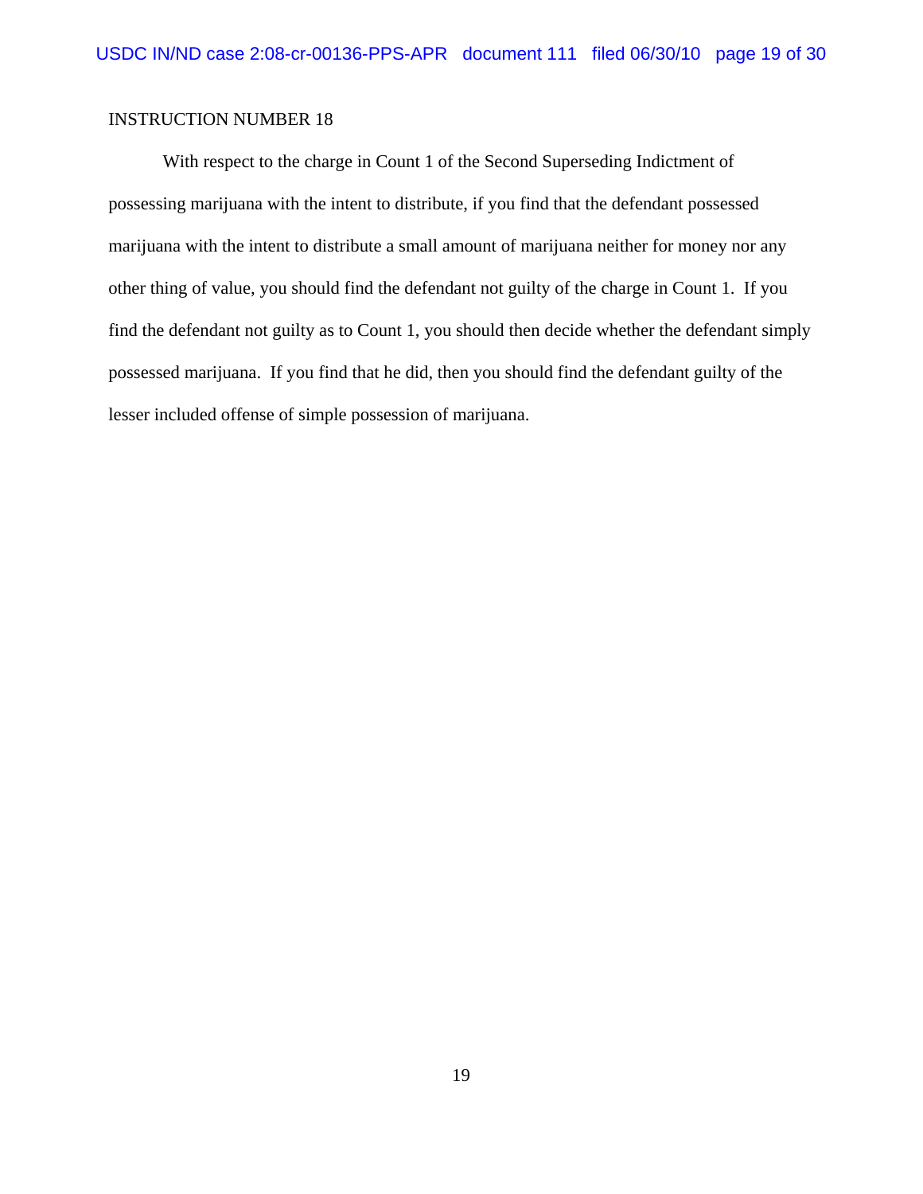INSTRUCTION NUMBER 18

With respect to the charge in Count 1 of the Second Superseding Indictment of possessing marijuana with the intent to distribute, if you find that the defendant possessed marijuana with the intent to distribute a small amount of marijuana neither for money nor any other thing of value, you should find the defendant not guilty of the charge in Count 1. If you find the defendant not guilty as to Count 1, you should then decide whether the defendant simply possessed marijuana. If you find that he did, then you should find the defendant guilty of the lesser included offense of simple possession of marijuana.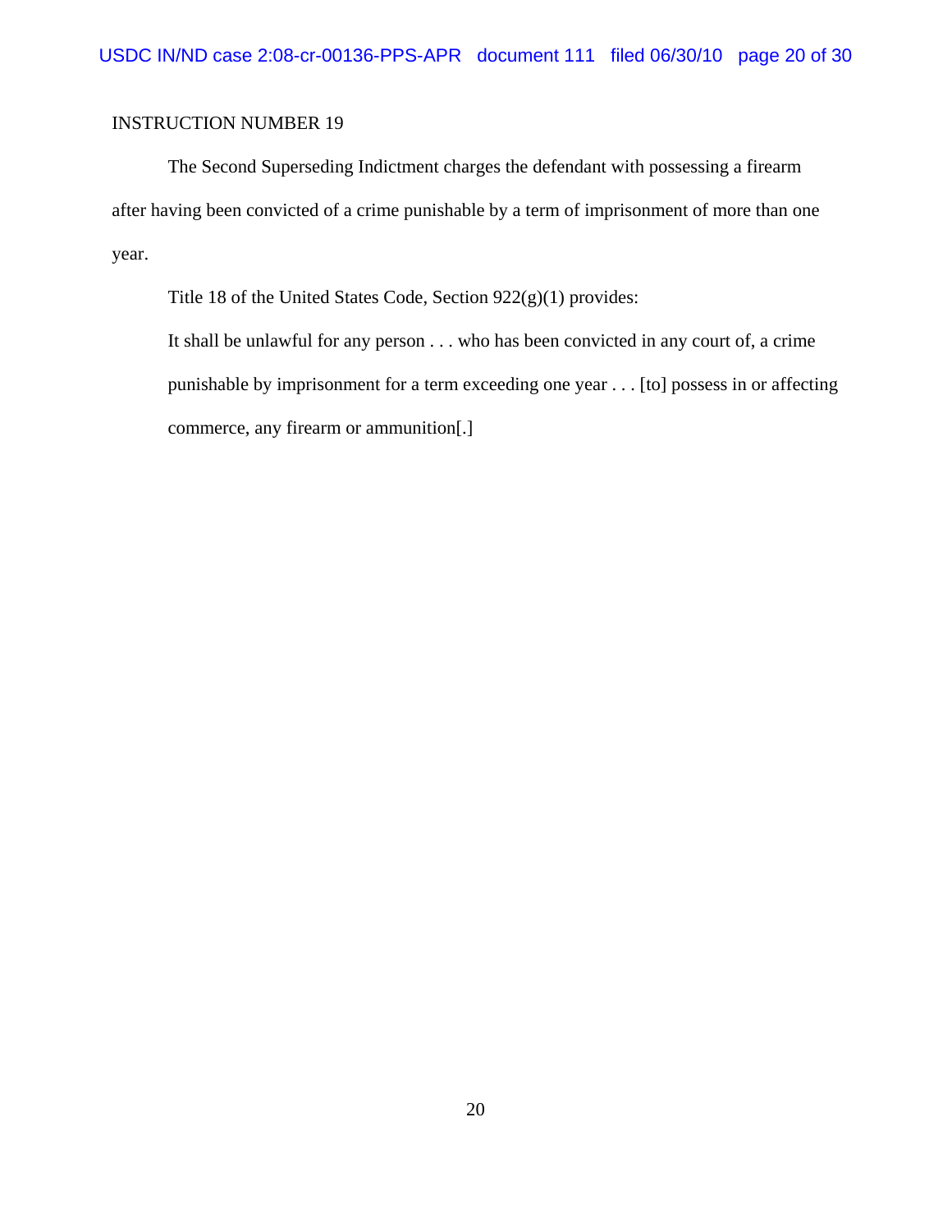INSTRUCTION NUMBER 19

The Second Superseding Indictment charges the defendant with possessing a firearm after having been convicted of a crime punishable by a term of imprisonment of more than one year.

Title 18 of the United States Code, Section 922(g)(1) provides:

> It shall be unlawful for any person . . . who has been convicted in any court of, a crime punishable by imprisonment for a term exceeding one year . . . [to] possess in or affecting commerce, any firearm or ammunition[.]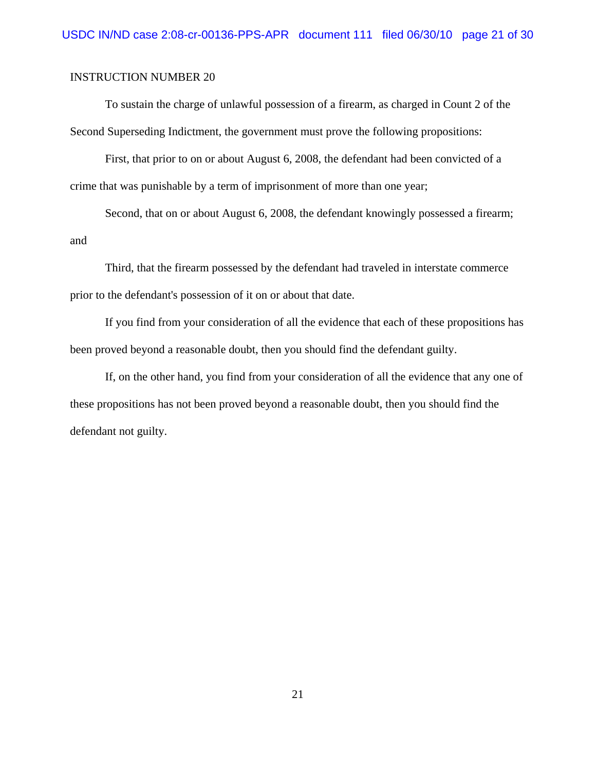INSTRUCTION NUMBER 20

To sustain the charge of unlawful possession of a firearm, as charged in Count 2 of the Second Superseding Indictment, the government must prove the following propositions:

First, that prior to on or about August 6, 2008, the defendant had been convicted of a crime that was punishable by a term of imprisonment of more than one year;

Second, that on or about August 6, 2008, the defendant knowingly possessed a firearm; and

Third, that the firearm possessed by the defendant had traveled in interstate commerce prior to the defendant's possession of it on or about that date.

If you find from your consideration of all the evidence that each of these propositions has been proved beyond a reasonable doubt, then you should find the defendant guilty.

If, on the other hand, you find from your consideration of all the evidence that any one of these propositions has not been proved beyond a reasonable doubt, then you should find the defendant not guilty.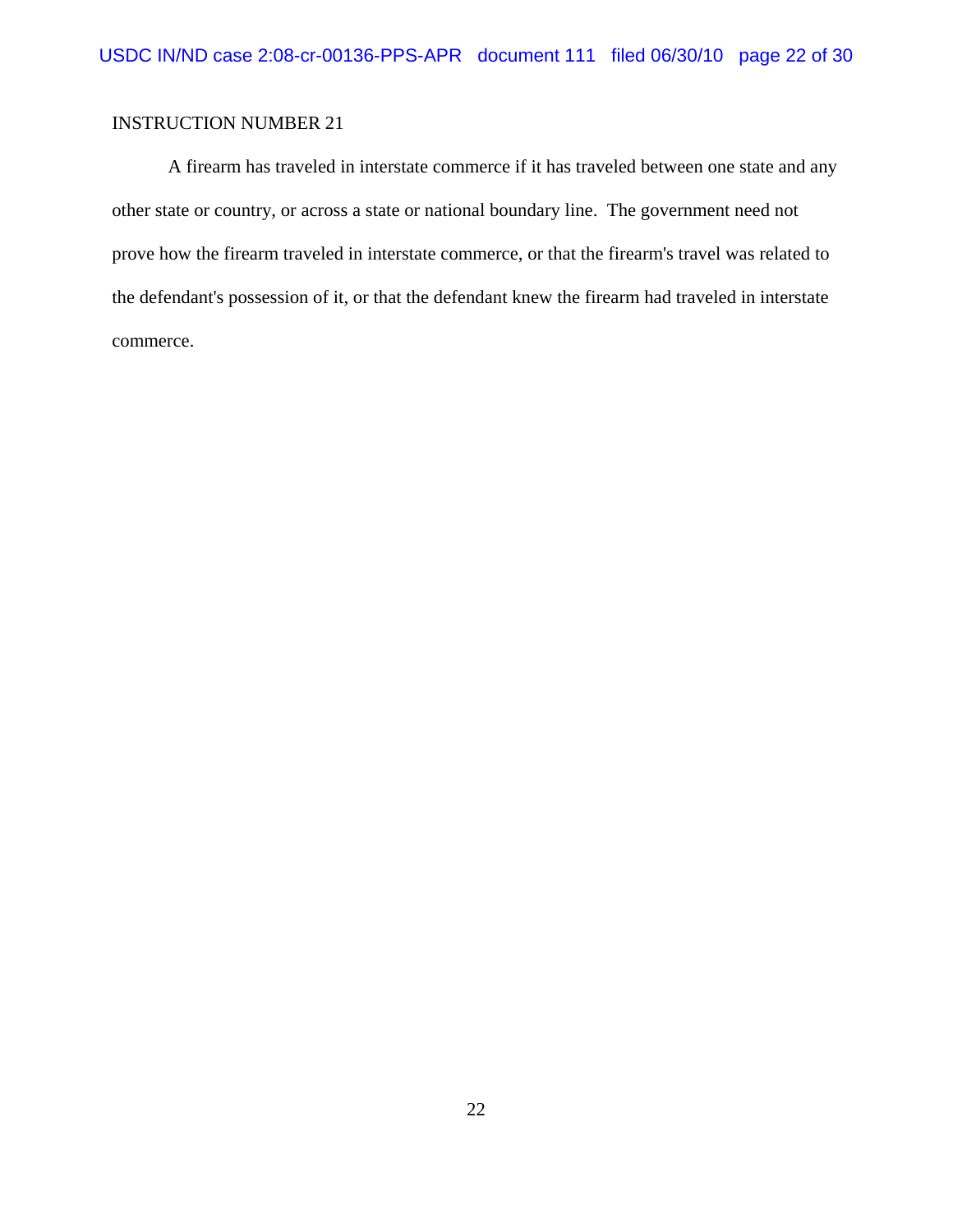INSTRUCTION NUMBER 21

A firearm has traveled in interstate commerce if it has traveled between one state and any other state or country, or across a state or national boundary line. The government need not prove how the firearm traveled in interstate commerce, or that the firearm's travel was related to the defendant's possession of it, or that the defendant knew the firearm had traveled in interstate commerce.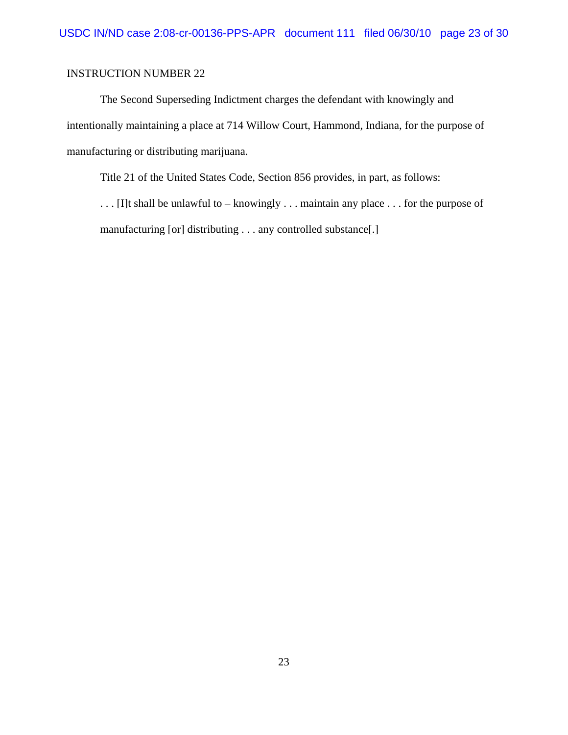INSTRUCTION NUMBER 22

The Second Superseding Indictment charges the defendant with knowingly and intentionally maintaining a place at 714 Willow Court, Hammond, Indiana, for the purpose of manufacturing or distributing marijuana.

Title 21 of the United States Code, Section 856 provides, in part, as follows:

> . . . [I]t shall be unlawful to – knowingly . . . maintain any place . . . for the purpose of manufacturing [or] distributing . . . any controlled substance[.]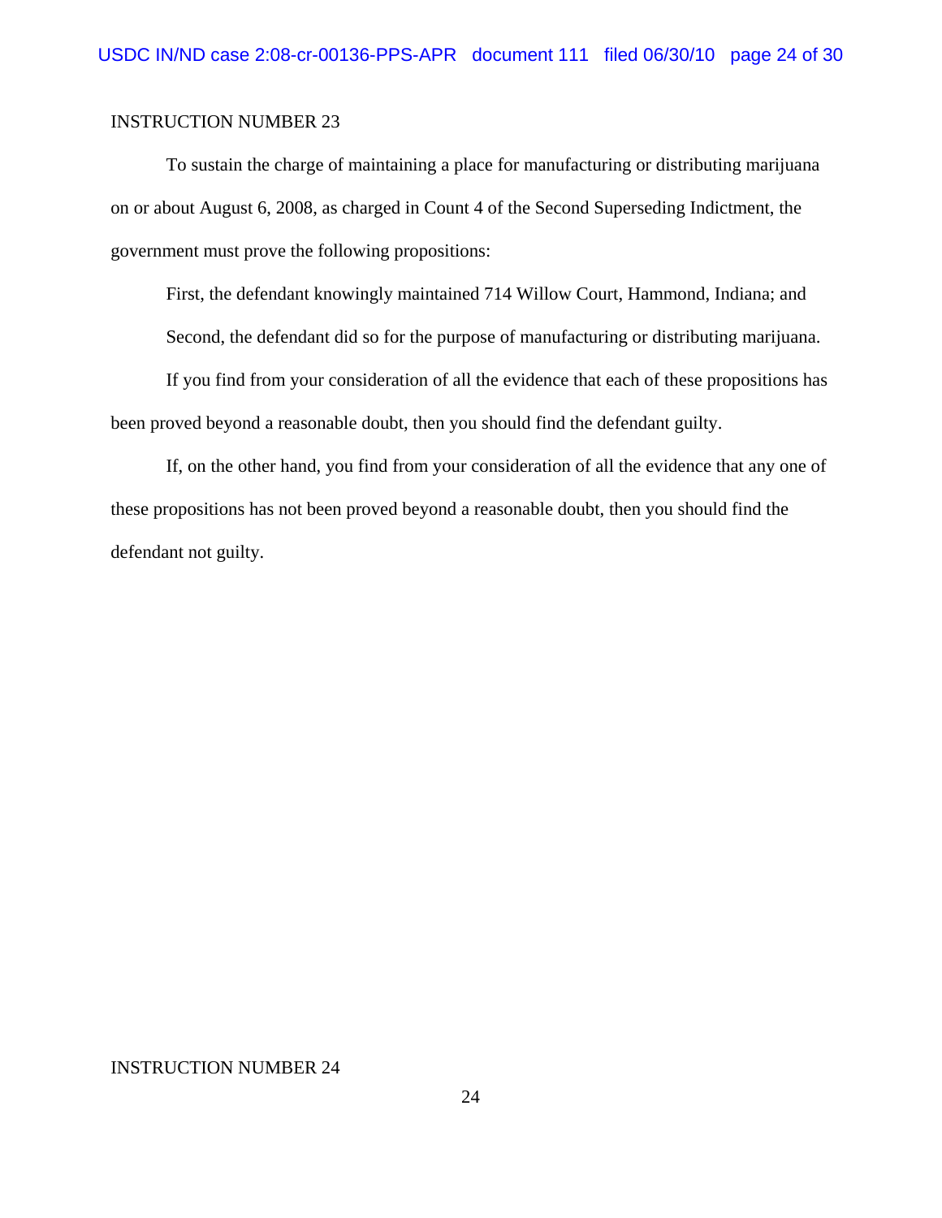INSTRUCTION NUMBER 23

To sustain the charge of maintaining a place for manufacturing or distributing marijuana on or about August 6, 2008, as charged in Count 4 of the Second Superseding Indictment, the government must prove the following propositions:

First, the defendant knowingly maintained 714 Willow Court, Hammond, Indiana; and

Second, the defendant did so for the purpose of manufacturing or distributing marijuana.

If you find from your consideration of all the evidence that each of these propositions has been proved beyond a reasonable doubt, then you should find the defendant guilty.

If, on the other hand, you find from your consideration of all the evidence that any one of these propositions has not been proved beyond a reasonable doubt, then you should find the defendant not guilty.

INSTRUCTION NUMBER 24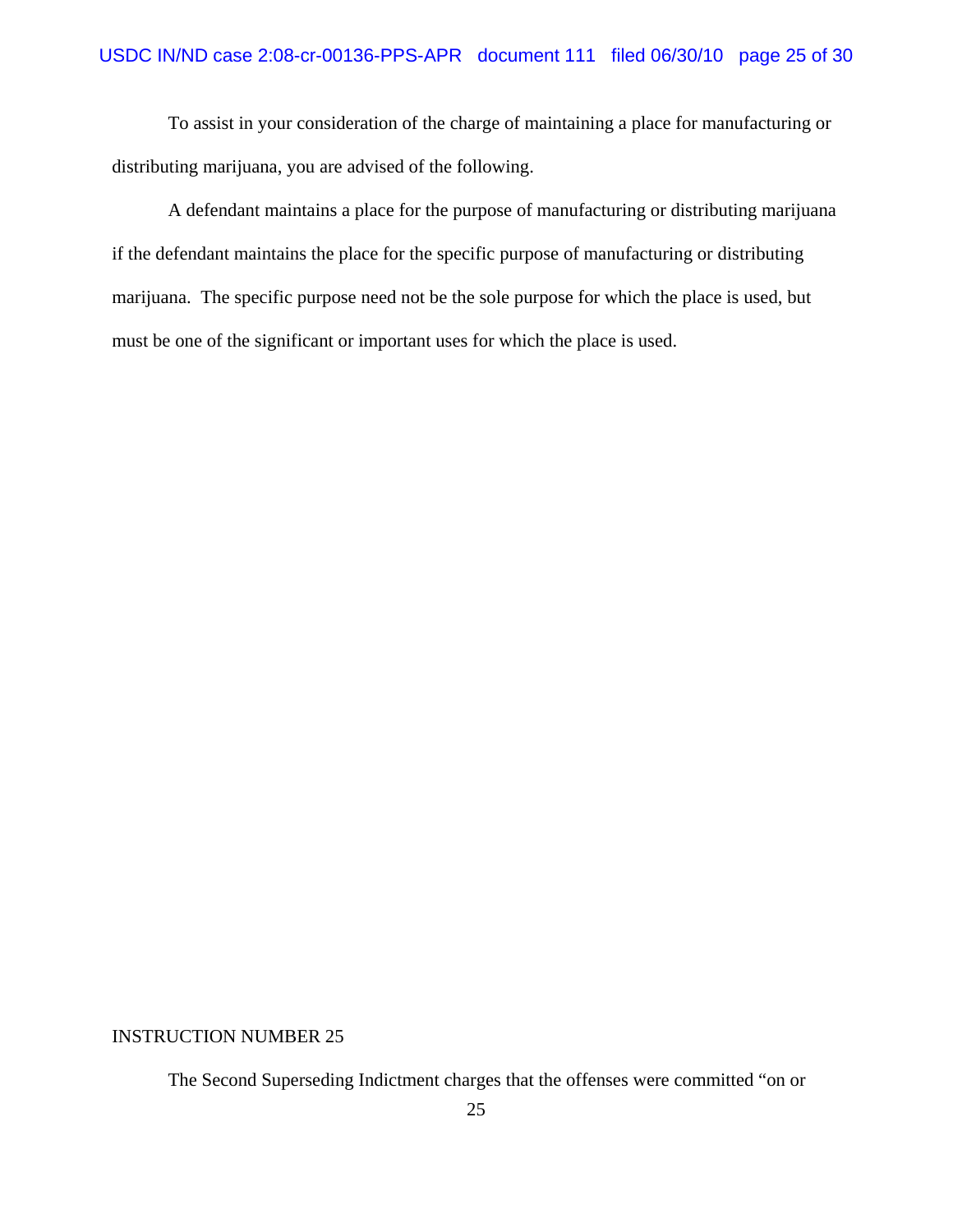To assist in your consideration of the charge of maintaining a place for manufacturing or distributing marijuana, you are advised of the following.

A defendant maintains a place for the purpose of manufacturing or distributing marijuana if the defendant maintains the place for the specific purpose of manufacturing or distributing marijuana. The specific purpose need not be the sole purpose for which the place is used, but must be one of the significant or important uses for which the place is used.

INSTRUCTION NUMBER 25

The Second Superseding Indictment charges that the offenses were committed "on or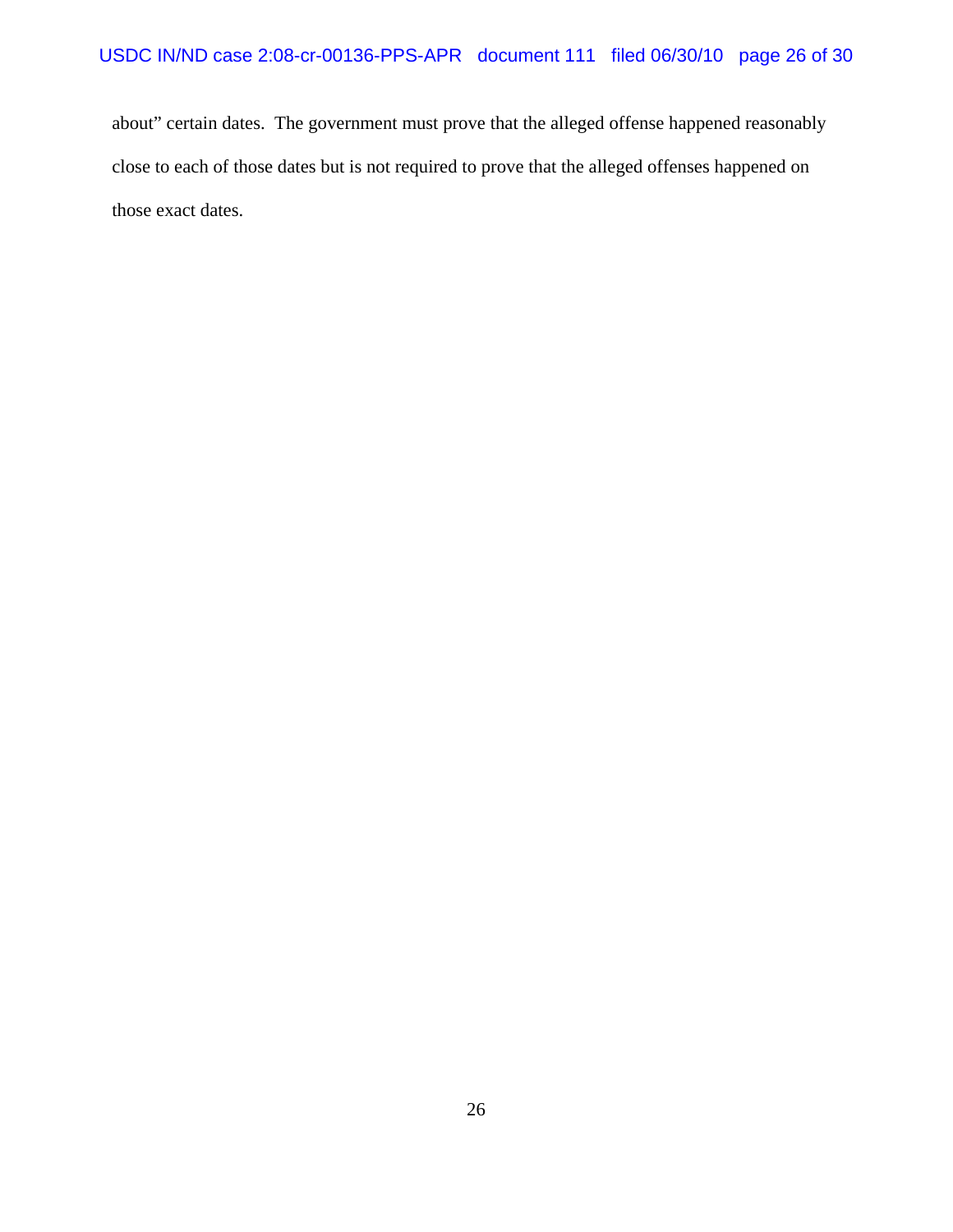about" certain dates. The government must prove that the alleged offense happened reasonably close to each of those dates but is not required to prove that the alleged offenses happened on those exact dates.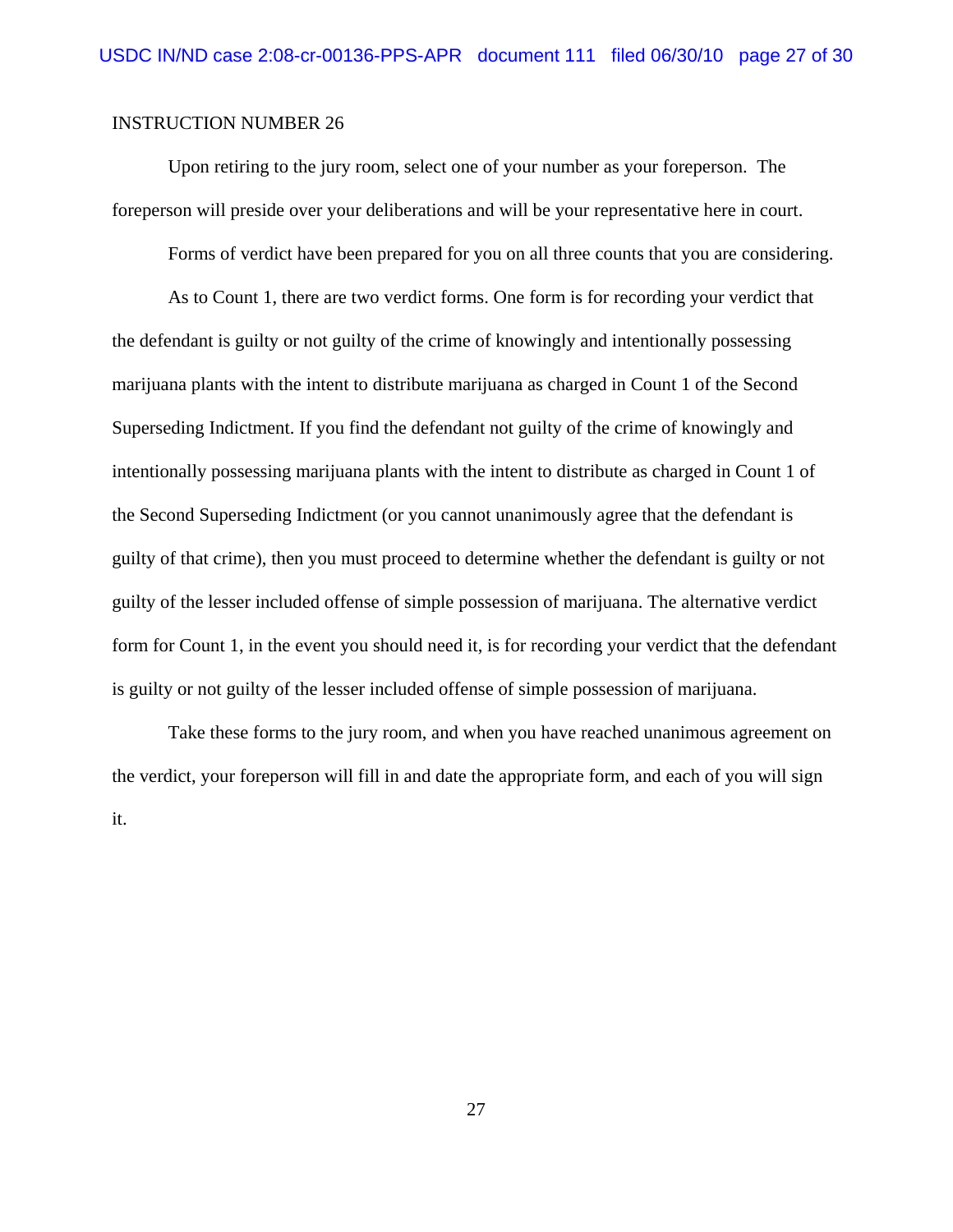INSTRUCTION NUMBER 26

Upon retiring to the jury room, select one of your number as your foreperson. The foreperson will preside over your deliberations and will be your representative here in court.

Forms of verdict have been prepared for you on all three counts that you are considering.

As to Count 1, there are two verdict forms. One form is for recording your verdict that the defendant is guilty or not guilty of the crime of knowingly and intentionally possessing marijuana plants with the intent to distribute marijuana as charged in Count 1 of the Second Superseding Indictment. If you find the defendant not guilty of the crime of knowingly and intentionally possessing marijuana plants with the intent to distribute as charged in Count 1 of the Second Superseding Indictment (or you cannot unanimously agree that the defendant is guilty of that crime), then you must proceed to determine whether the defendant is guilty or not guilty of the lesser included offense of simple possession of marijuana. The alternative verdict form for Count 1, in the event you should need it, is for recording your verdict that the defendant is guilty or not guilty of the lesser included offense of simple possession of marijuana.

Take these forms to the jury room, and when you have reached unanimous agreement on the verdict, your foreperson will fill in and date the appropriate form, and each of you will sign it.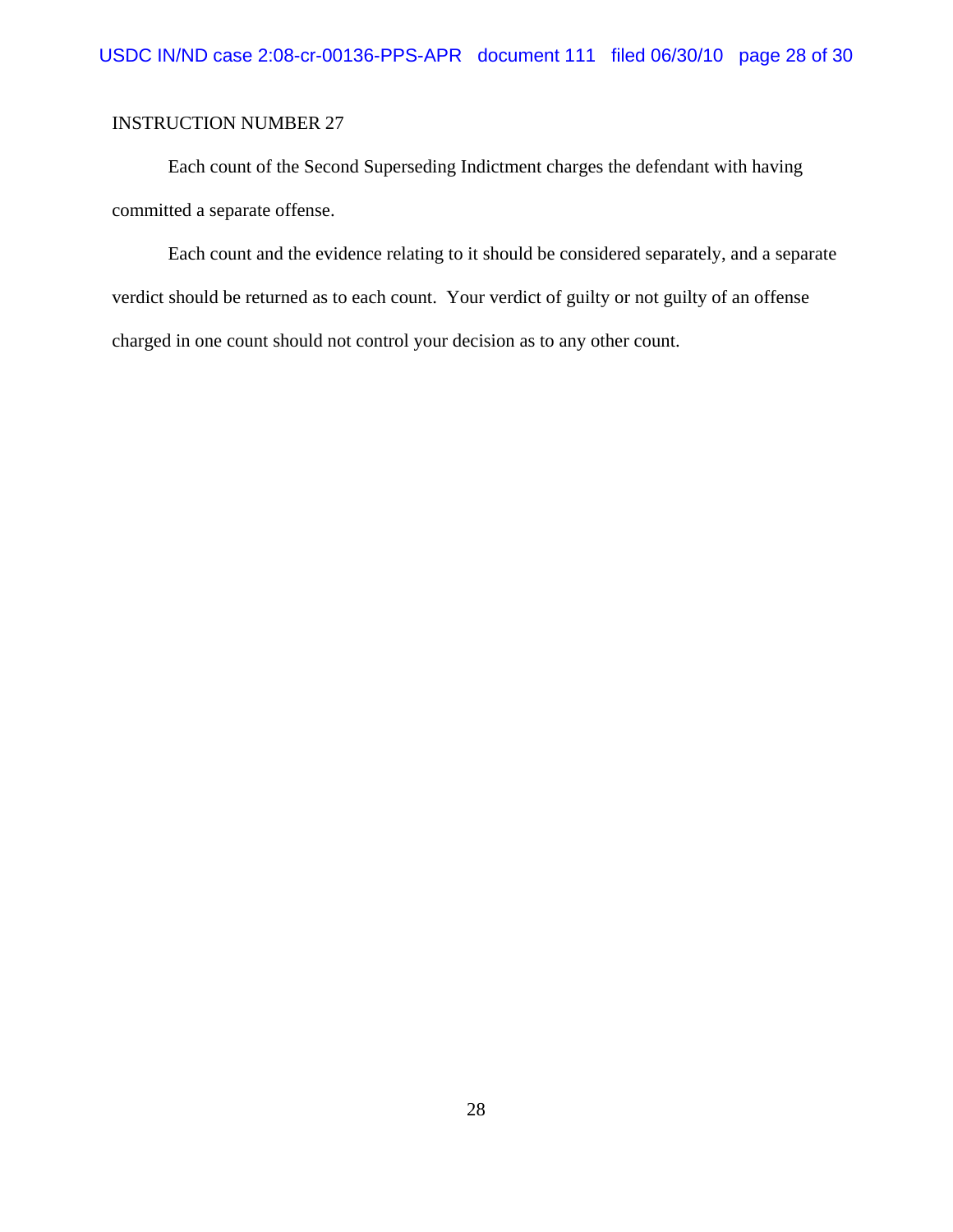INSTRUCTION NUMBER 27

Each count of the Second Superseding Indictment charges the defendant with having committed a separate offense.

Each count and the evidence relating to it should be considered separately, and a separate verdict should be returned as to each count. Your verdict of guilty or not guilty of an offense charged in one count should not control your decision as to any other count.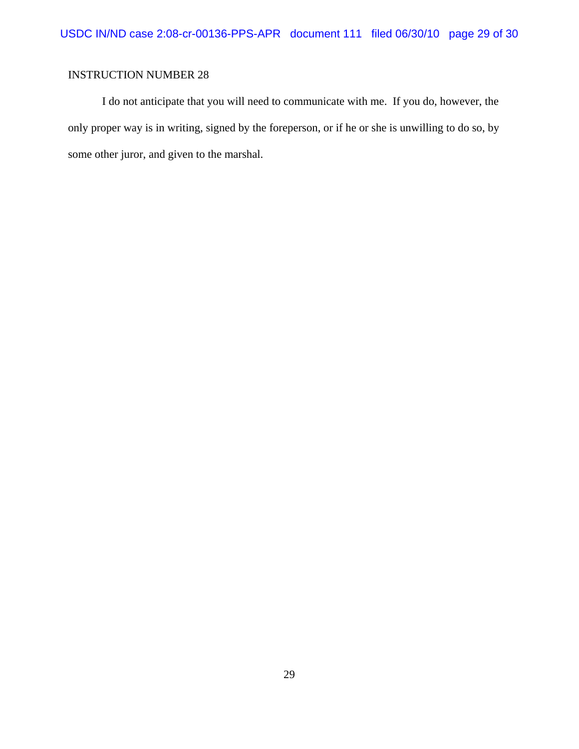INSTRUCTION NUMBER 28

I do not anticipate that you will need to communicate with me. If you do, however, the only proper way is in writing, signed by the foreperson, or if he or she is unwilling to do so, by some other juror, and given to the marshal.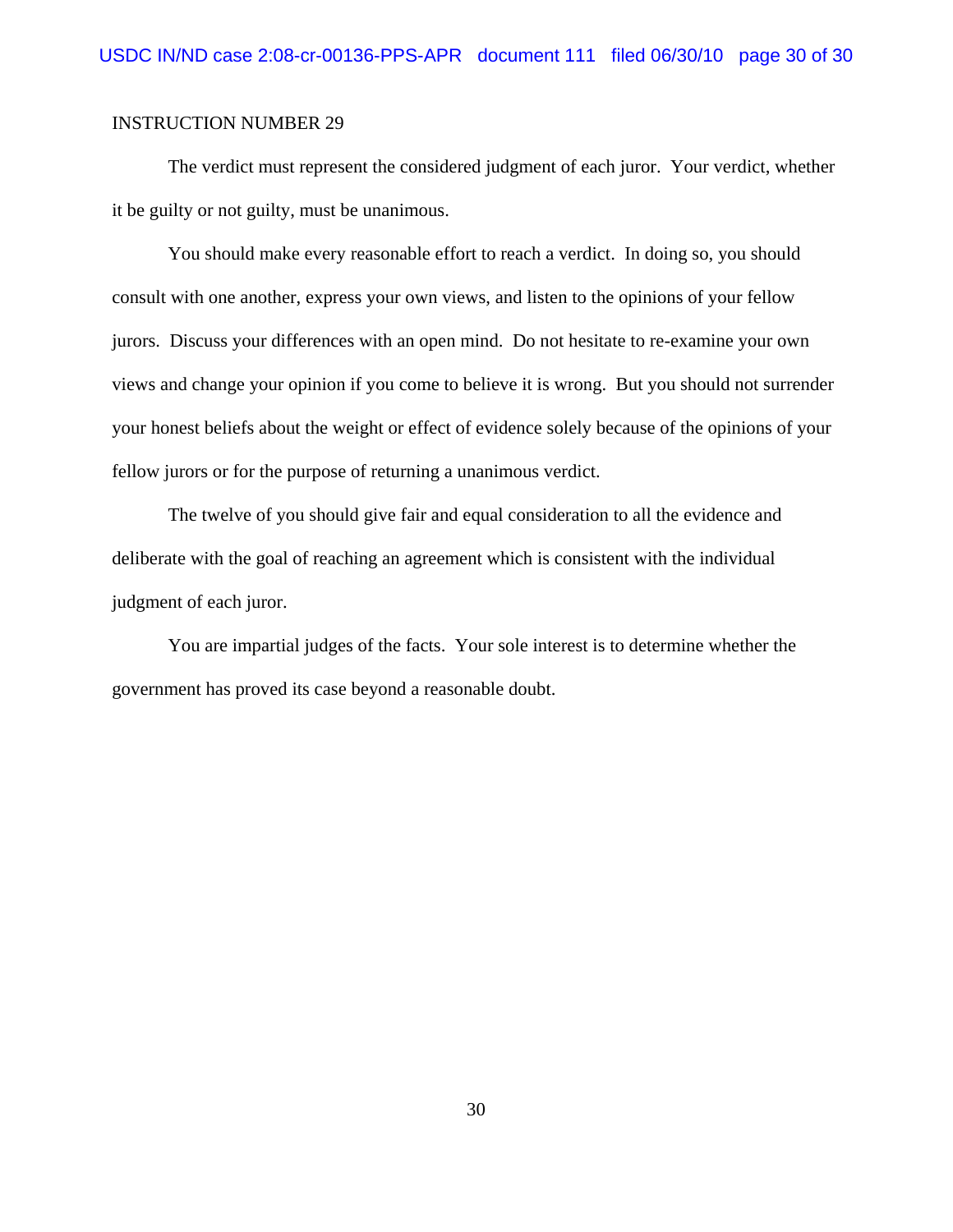INSTRUCTION NUMBER 29

The verdict must represent the considered judgment of each juror. Your verdict, whether it be guilty or not guilty, must be unanimous.

You should make every reasonable effort to reach a verdict. In doing so, you should consult with one another, express your own views, and listen to the opinions of your fellow jurors. Discuss your differences with an open mind. Do not hesitate to re-examine your own views and change your opinion if you come to believe it is wrong. But you should not surrender your honest beliefs about the weight or effect of evidence solely because of the opinions of your fellow jurors or for the purpose of returning a unanimous verdict.

The twelve of you should give fair and equal consideration to all the evidence and deliberate with the goal of reaching an agreement which is consistent with the individual judgment of each juror.

You are impartial judges of the facts. Your sole interest is to determine whether the government has proved its case beyond a reasonable doubt.